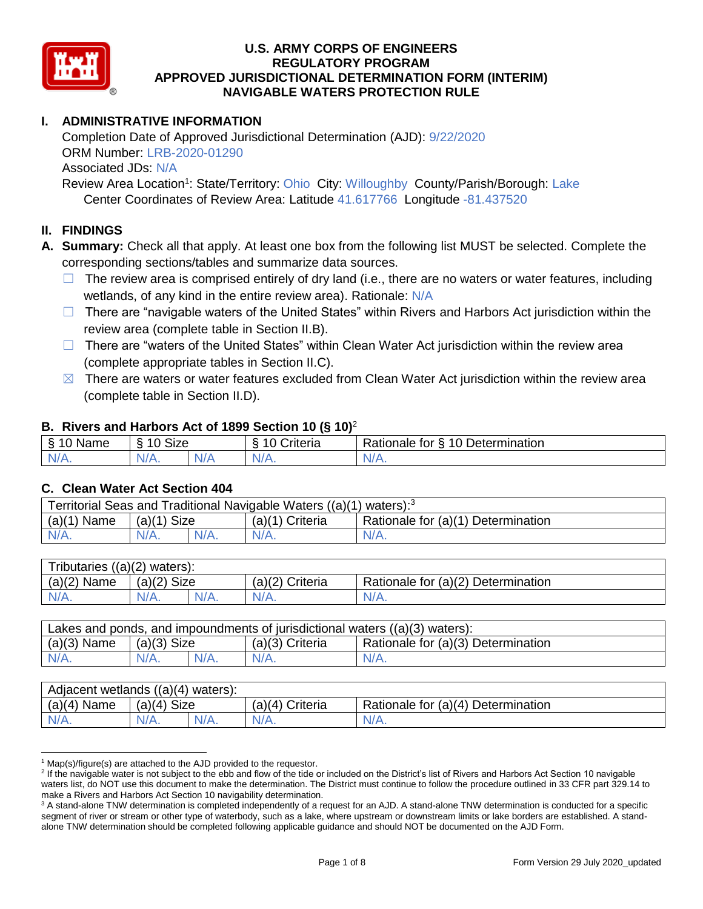# U.S. ARMY CORPS OF ENGINEERS
# REGULATORY PROGRAM
# APPROVED JURISDICTIONAL DETERMINATION FORM (INTERIM)
# NAVIGABLE WATERS PROTECTION RULE

## I. ADMINISTRATIVE INFORMATION

Completion Date of Approved Jurisdictional Determination (AJD): 9/22/2020
ORM Number: LRB-2020-01290
Associated JDs: N/A
Review Area Location[1]: State/Territory: Ohio City: Willoughby County/Parish/Borough: Lake
Center Coordinates of Review Area: Latitude 41.617766 Longitude -81.437520

## II. FINDINGS

**A. Summary:** Check all that apply. At least one box from the following list MUST be selected. Complete the corresponding sections/tables and summarize data sources.

- ☐ The review area is comprised entirely of dry land (i.e., there are no waters or water features, including wetlands, of any kind in the entire review area). Rationale: N/A
- ☐ There are "navigable waters of the United States" within Rivers and Harbors Act jurisdiction within the review area (complete table in Section II.B).
- ☐ There are "waters of the United States" within Clean Water Act jurisdiction within the review area (complete appropriate tables in Section II.C).
- ☒ There are waters or water features excluded from Clean Water Act jurisdiction within the review area (complete table in Section II.D).

### B. Rivers and Harbors Act of 1899 Section 10 (§ 10)[2]

| § 10 Name | § 10 Size | | § 10 Criteria | Rationale for § 10 Determination |
|---|---|---|---|---|
| N/A. | N/A. | N/A | N/A. | N/A. |

### C. Clean Water Act Section 404

| Territorial Seas and Traditional Navigable Waters ((a)(1) waters):[3] | | | | |
|---|---|---|---|---|
| (a)(1) Name | (a)(1) Size | | (a)(1) Criteria | Rationale for (a)(1) Determination |
| N/A. | N/A. | N/A. | N/A. | N/A. |

| Tributaries ((a)(2) waters): | | | | |
|---|---|---|---|---|
| (a)(2) Name | (a)(2) Size | | (a)(2) Criteria | Rationale for (a)(2) Determination |
| N/A. | N/A. | N/A. | N/A. | N/A. |

| Lakes and ponds, and impoundments of jurisdictional waters ((a)(3) waters): | | | | |
|---|---|---|---|---|
| (a)(3) Name | (a)(3) Size | | (a)(3) Criteria | Rationale for (a)(3) Determination |
| N/A. | N/A. | N/A. | N/A. | N/A. |

| Adjacent wetlands ((a)(4) waters): | | | | |
|---|---|---|---|---|
| (a)(4) Name | (a)(4) Size | | (a)(4) Criteria | Rationale for (a)(4) Determination |
| N/A. | N/A. | N/A. | N/A. | N/A. |

---

[1] Map(s)/figure(s) are attached to the AJD provided to the requestor.

[2] If the navigable water is not subject to the ebb and flow of the tide or included on the District's list of Rivers and Harbors Act Section 10 navigable waters list, do NOT use this document to make the determination. The District must continue to follow the procedure outlined in 33 CFR part 329.14 to make a Rivers and Harbors Act Section 10 navigability determination.

[3] A stand-alone TNW determination is completed independently of a request for an AJD. A stand-alone TNW determination is conducted for a specific segment of river or stream or other type of waterbody, such as a lake, where upstream or downstream limits or lake borders are established. A stand-alone TNW determination should be completed following applicable guidance and should NOT be documented on the AJD Form.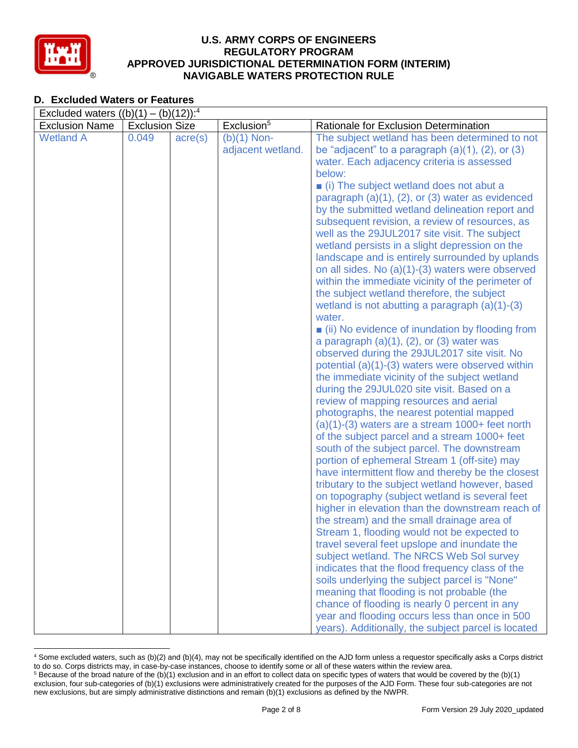## D. Excluded Waters or Features

| Excluded waters ((b)(1) – (b)(12)):[4] | | | | |
|---|---|---|---|---|
| Exclusion Name | Exclusion Size | | Exclusion[5] | Rationale for Exclusion Determination |
| Wetland A | 0.049 | acre(s) | (b)(1) Non-adjacent wetland. | The subject wetland has been determined to not be "adjacent" to a paragraph (a)(1), (2), or (3) water. Each adjacency criteria is assessed below: ■ (i) The subject wetland does not abut a paragraph (a)(1), (2), or (3) water as evidenced by the submitted wetland delineation report and subsequent revision, a review of resources, as well as the 29JUL2017 site visit. The subject wetland persists in a slight depression on the landscape and is entirely surrounded by uplands on all sides. No (a)(1)-(3) waters were observed within the immediate vicinity of the perimeter of the subject wetland therefore, the subject wetland is not abutting a paragraph (a)(1)-(3) water. ■ (ii) No evidence of inundation by flooding from a paragraph (a)(1), (2), or (3) water was observed during the 29JUL2017 site visit. No potential (a)(1)-(3) waters were observed within the immediate vicinity of the subject wetland during the 29JUL020 site visit. Based on a review of mapping resources and aerial photographs, the nearest potential mapped (a)(1)-(3) waters are a stream 1000+ feet north of the subject parcel and a stream 1000+ feet south of the subject parcel. The downstream portion of ephemeral Stream 1 (off-site) may have intermittent flow and thereby be the closest tributary to the subject wetland however, based on topography (subject wetland is several feet higher in elevation than the downstream reach of the stream) and the small drainage area of Stream 1, flooding would not be expected to travel several feet upslope and inundate the subject wetland. The NRCS Web Sol survey indicates that the flood frequency class of the soils underlying the subject parcel is "None" meaning that flooding is not probable (the chance of flooding is nearly 0 percent in any year and flooding occurs less than once in 500 years). Additionally, the subject parcel is located |

[4] Some excluded waters, such as (b)(2) and (b)(4), may not be specifically identified on the AJD form unless a requestor specifically asks a Corps district to do so. Corps districts may, in case-by-case instances, choose to identify some or all of these waters within the review area.

[5] Because of the broad nature of the (b)(1) exclusion and in an effort to collect data on specific types of waters that would be covered by the (b)(1) exclusion, four sub-categories of (b)(1) exclusions were administratively created for the purposes of the AJD Form. These four sub-categories are not new exclusions, but are simply administrative distinctions and remain (b)(1) exclusions as defined by the NWPR.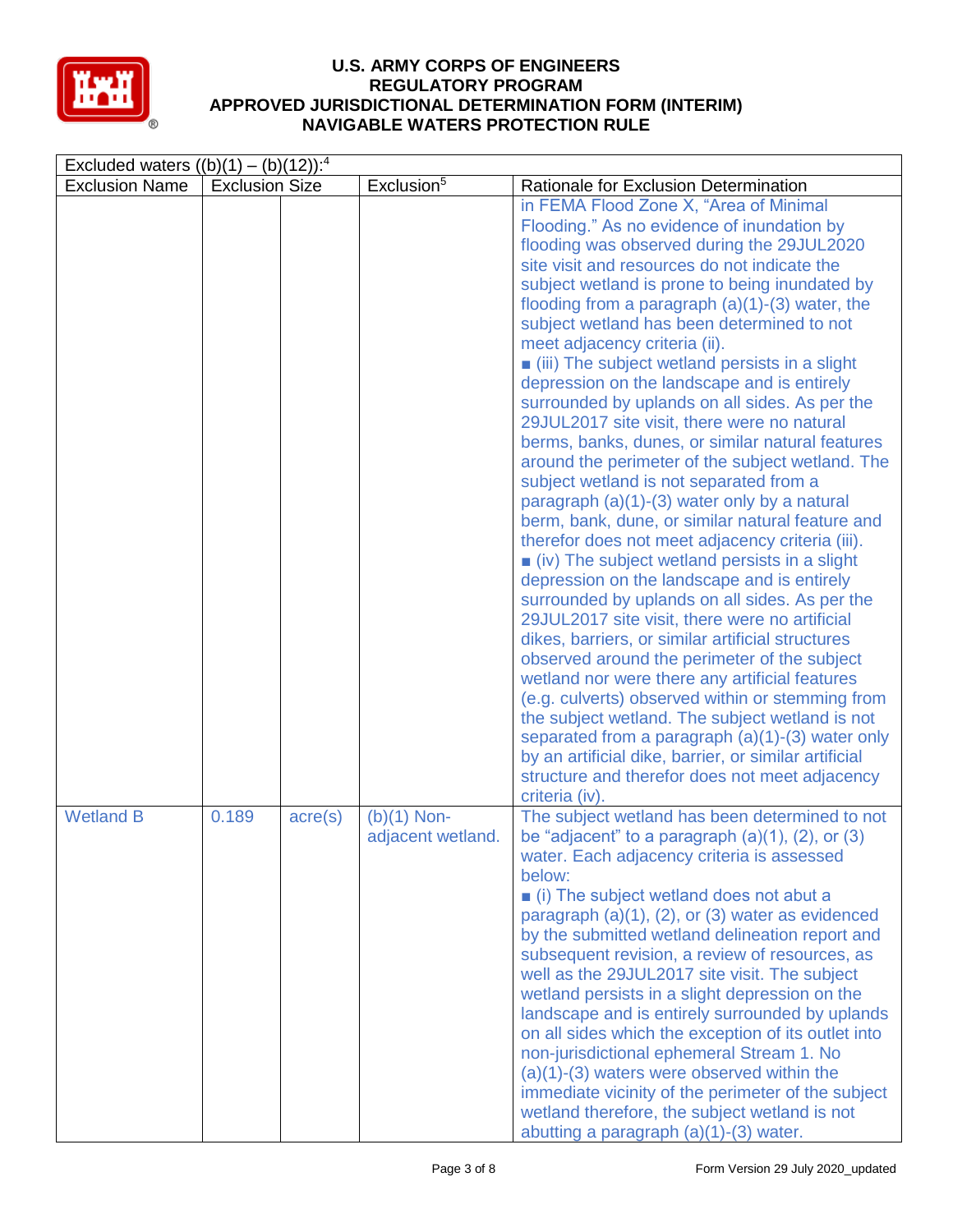| Excluded waters ((b)(1) – (b)(12)):[4] | | | | |
|---|---|---|---|---|
| Exclusion Name | Exclusion Size | | Exclusion[5] | Rationale for Exclusion Determination |
| | | | | in FEMA Flood Zone X, "Area of Minimal Flooding." As no evidence of inundation by flooding was observed during the 29JUL2020 site visit and resources do not indicate the subject wetland is prone to being inundated by flooding from a paragraph (a)(1)-(3) water, the subject wetland has been determined to not meet adjacency criteria (ii).<br>■ (iii) The subject wetland persists in a slight depression on the landscape and is entirely surrounded by uplands on all sides. As per the 29JUL2017 site visit, there were no natural berms, banks, dunes, or similar natural features around the perimeter of the subject wetland. The subject wetland is not separated from a paragraph (a)(1)-(3) water only by a natural berm, bank, dune, or similar natural feature and therefor does not meet adjacency criteria (iii).<br>■ (iv) The subject wetland persists in a slight depression on the landscape and is entirely surrounded by uplands on all sides. As per the 29JUL2017 site visit, there were no artificial dikes, barriers, or similar artificial structures observed around the perimeter of the subject wetland nor were there any artificial features (e.g. culverts) observed within or stemming from the subject wetland. The subject wetland is not separated from a paragraph (a)(1)-(3) water only by an artificial dike, barrier, or similar artificial structure and therefor does not meet adjacency criteria (iv). |
| Wetland B | 0.189 | acre(s) | (b)(1) Non-adjacent wetland. | The subject wetland has been determined to not be "adjacent" to a paragraph (a)(1), (2), or (3) water. Each adjacency criteria is assessed below:<br>■ (i) The subject wetland does not abut a paragraph (a)(1), (2), or (3) water as evidenced by the submitted wetland delineation report and subsequent revision, a review of resources, as well as the 29JUL2017 site visit. The subject wetland persists in a slight depression on the landscape and is entirely surrounded by uplands on all sides which the exception of its outlet into non-jurisdictional ephemeral Stream 1. No (a)(1)-(3) waters were observed within the immediate vicinity of the perimeter of the subject wetland therefore, the subject wetland is not abutting a paragraph (a)(1)-(3) water. |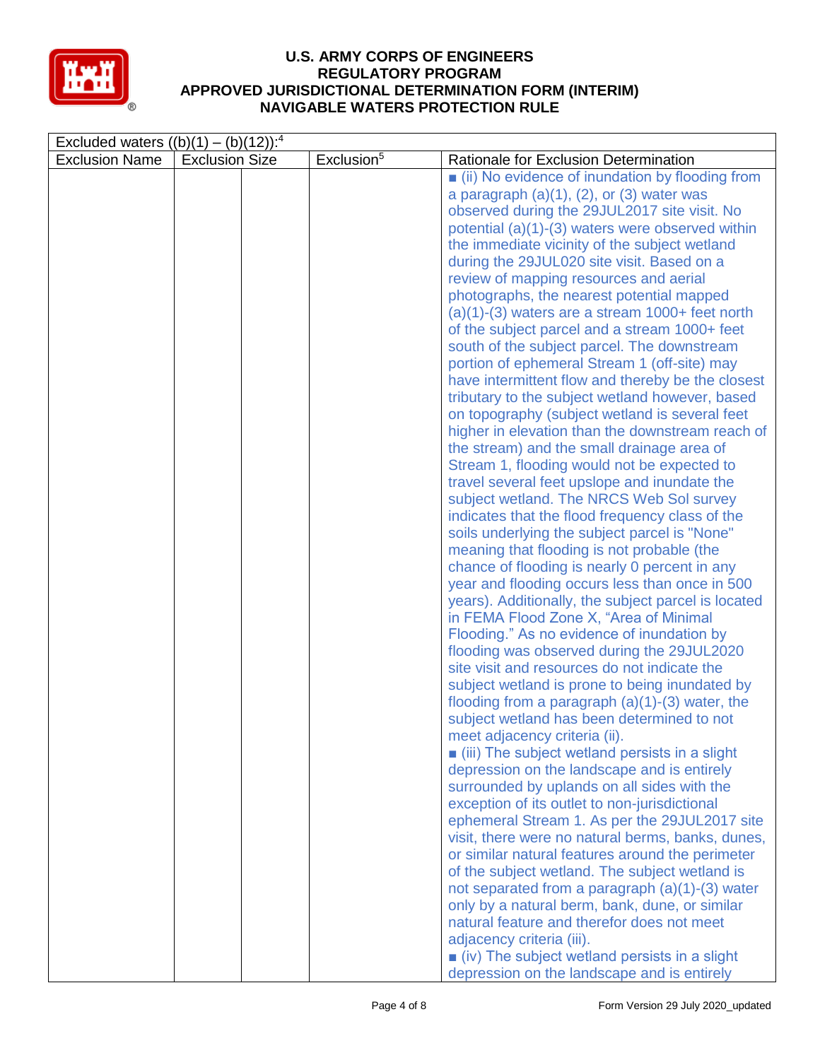| Excluded waters ((b)(1) – (b)(12)):[4] | | | | |
|---|---|---|---|---|
| Exclusion Name | Exclusion Size | | Exclusion[5] | Rationale for Exclusion Determination |
| | | | | ■ (ii) No evidence of inundation by flooding from a paragraph (a)(1), (2), or (3) water was observed during the 29JUL2017 site visit. No potential (a)(1)-(3) waters were observed within the immediate vicinity of the subject wetland during the 29JUL020 site visit. Based on a review of mapping resources and aerial photographs, the nearest potential mapped (a)(1)-(3) waters are a stream 1000+ feet north of the subject parcel and a stream 1000+ feet south of the subject parcel. The downstream portion of ephemeral Stream 1 (off-site) may have intermittent flow and thereby be the closest tributary to the subject wetland however, based on topography (subject wetland is several feet higher in elevation than the downstream reach of the stream) and the small drainage area of Stream 1, flooding would not be expected to travel several feet upslope and inundate the subject wetland. The NRCS Web Sol survey indicates that the flood frequency class of the soils underlying the subject parcel is "None" meaning that flooding is not probable (the chance of flooding is nearly 0 percent in any year and flooding occurs less than once in 500 years). Additionally, the subject parcel is located in FEMA Flood Zone X, "Area of Minimal Flooding." As no evidence of inundation by flooding was observed during the 29JUL2020 site visit and resources do not indicate the subject wetland is prone to being inundated by flooding from a paragraph (a)(1)-(3) water, the subject wetland has been determined to not meet adjacency criteria (ii).<br>■ (iii) The subject wetland persists in a slight depression on the landscape and is entirely surrounded by uplands on all sides with the exception of its outlet to non-jurisdictional ephemeral Stream 1. As per the 29JUL2017 site visit, there were no natural berms, banks, dunes, or similar natural features around the perimeter of the subject wetland. The subject wetland is not separated from a paragraph (a)(1)-(3) water only by a natural berm, bank, dune, or similar natural feature and therefor does not meet adjacency criteria (iii).<br>■ (iv) The subject wetland persists in a slight depression on the landscape and is entirely |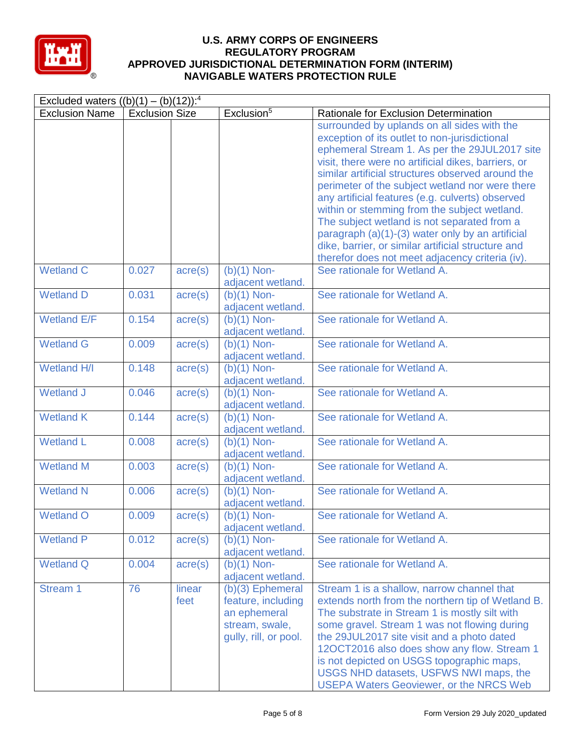# U.S. ARMY CORPS OF ENGINEERS REGULATORY PROGRAM APPROVED JURISDICTIONAL DETERMINATION FORM (INTERIM) NAVIGABLE WATERS PROTECTION RULE

| Excluded waters ((b)(1) – (b)(12)):[4] | | | | |
|---|---|---|---|---|
| Exclusion Name | Exclusion Size | | Exclusion[5] | Rationale for Exclusion Determination |
| | | | | surrounded by uplands on all sides with the exception of its outlet to non-jurisdictional ephemeral Stream 1. As per the 29JUL2017 site visit, there were no artificial dikes, barriers, or similar artificial structures observed around the perimeter of the subject wetland nor were there any artificial features (e.g. culverts) observed within or stemming from the subject wetland. The subject wetland is not separated from a paragraph (a)(1)-(3) water only by an artificial dike, barrier, or similar artificial structure and therefor does not meet adjacency criteria (iv). |
| Wetland C | 0.027 | acre(s) | (b)(1) Non-adjacent wetland. | See rationale for Wetland A. |
| Wetland D | 0.031 | acre(s) | (b)(1) Non-adjacent wetland. | See rationale for Wetland A. |
| Wetland E/F | 0.154 | acre(s) | (b)(1) Non-adjacent wetland. | See rationale for Wetland A. |
| Wetland G | 0.009 | acre(s) | (b)(1) Non-adjacent wetland. | See rationale for Wetland A. |
| Wetland H/I | 0.148 | acre(s) | (b)(1) Non-adjacent wetland. | See rationale for Wetland A. |
| Wetland J | 0.046 | acre(s) | (b)(1) Non-adjacent wetland. | See rationale for Wetland A. |
| Wetland K | 0.144 | acre(s) | (b)(1) Non-adjacent wetland. | See rationale for Wetland A. |
| Wetland L | 0.008 | acre(s) | (b)(1) Non-adjacent wetland. | See rationale for Wetland A. |
| Wetland M | 0.003 | acre(s) | (b)(1) Non-adjacent wetland. | See rationale for Wetland A. |
| Wetland N | 0.006 | acre(s) | (b)(1) Non-adjacent wetland. | See rationale for Wetland A. |
| Wetland O | 0.009 | acre(s) | (b)(1) Non-adjacent wetland. | See rationale for Wetland A. |
| Wetland P | 0.012 | acre(s) | (b)(1) Non-adjacent wetland. | See rationale for Wetland A. |
| Wetland Q | 0.004 | acre(s) | (b)(1) Non-adjacent wetland. | See rationale for Wetland A. |
| Stream 1 | 76 | linear feet | (b)(3) Ephemeral feature, including an ephemeral stream, swale, gully, rill, or pool. | Stream 1 is a shallow, narrow channel that extends north from the northern tip of Wetland B. The substrate in Stream 1 is mostly silt with some gravel. Stream 1 was not flowing during the 29JUL2017 site visit and a photo dated 12OCT2016 also does show any flow. Stream 1 is not depicted on USGS topographic maps, USGS NHD datasets, USFWS NWI maps, the USEPA Waters Geoviewer, or the NRCS Web |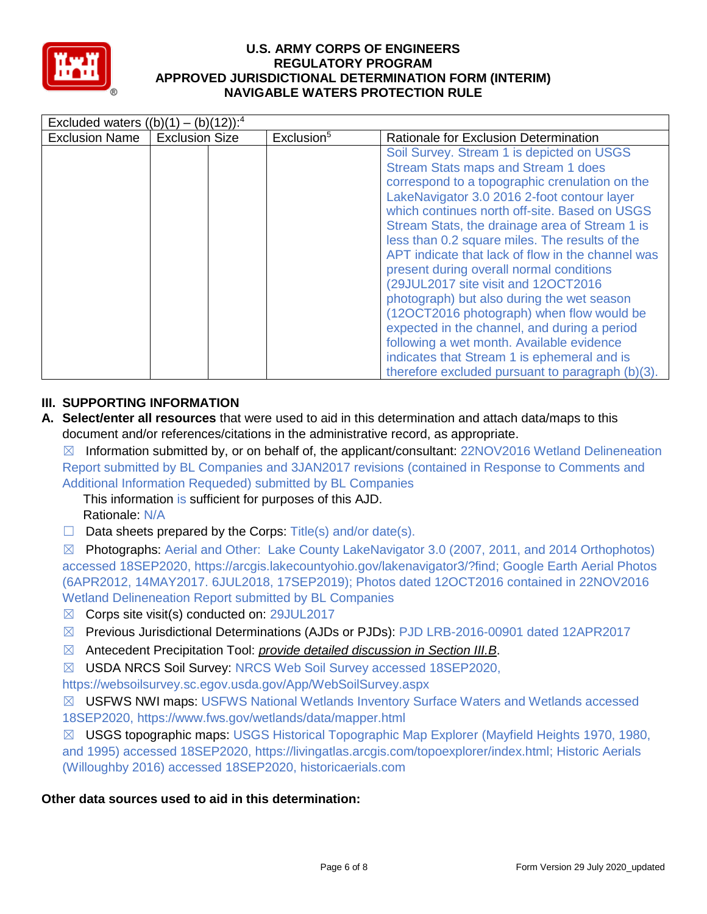| Excluded waters ((b)(1) – (b)(12)):[4] | | | | |
|---|---|---|---|---|
| Exclusion Name | Exclusion Size | | Exclusion[5] | Rationale for Exclusion Determination |
| | | | | Soil Survey. Stream 1 is depicted on USGS Stream Stats maps and Stream 1 does correspond to a topographic crenulation on the LakeNavigator 3.0 2016 2-foot contour layer which continues north off-site. Based on USGS Stream Stats, the drainage area of Stream 1 is less than 0.2 square miles. The results of the APT indicate that lack of flow in the channel was present during overall normal conditions (29JUL2017 site visit and 12OCT2016 photograph) but also during the wet season (12OCT2016 photograph) when flow would be expected in the channel, and during a period following a wet month. Available evidence indicates that Stream 1 is ephemeral and is therefore excluded pursuant to paragraph (b)(3). |

## III. SUPPORTING INFORMATION

**A. Select/enter all resources** that were used to aid in this determination and attach data/maps to this document and/or references/citations in the administrative record, as appropriate.

☒ Information submitted by, or on behalf of, the applicant/consultant: 22NOV2016 Wetland Delineneation Report submitted by BL Companies and 3JAN2017 revisions (contained in Response to Comments and Additional Information Requeded) submitted by BL Companies

This information is sufficient for purposes of this AJD.

Rationale: N/A

☐ Data sheets prepared by the Corps: Title(s) and/or date(s).

☒ Photographs: Aerial and Other: Lake County LakeNavigator 3.0 (2007, 2011, and 2014 Orthophotos) accessed 18SEP2020, https://arcgis.lakecountyohio.gov/lakenavigator3/?find; Google Earth Aerial Photos (6APR2012, 14MAY2017. 6JUL2018, 17SEP2019); Photos dated 12OCT2016 contained in 22NOV2016 Wetland Delineneation Report submitted by BL Companies

☒ Corps site visit(s) conducted on: 29JUL2017

☒ Previous Jurisdictional Determinations (AJDs or PJDs): PJD LRB-2016-00901 dated 12APR2017

☒ Antecedent Precipitation Tool: *provide detailed discussion in Section III.B*.

☒ USDA NRCS Soil Survey: NRCS Web Soil Survey accessed 18SEP2020, https://websoilsurvey.sc.egov.usda.gov/App/WebSoilSurvey.aspx

☒ USFWS NWI maps: USFWS National Wetlands Inventory Surface Waters and Wetlands accessed 18SEP2020, https://www.fws.gov/wetlands/data/mapper.html

☒ USGS topographic maps: USGS Historical Topographic Map Explorer (Mayfield Heights 1970, 1980, and 1995) accessed 18SEP2020, https://livingatlas.arcgis.com/topoexplorer/index.html; Historic Aerials (Willoughby 2016) accessed 18SEP2020, historicaerials.com

**Other data sources used to aid in this determination:**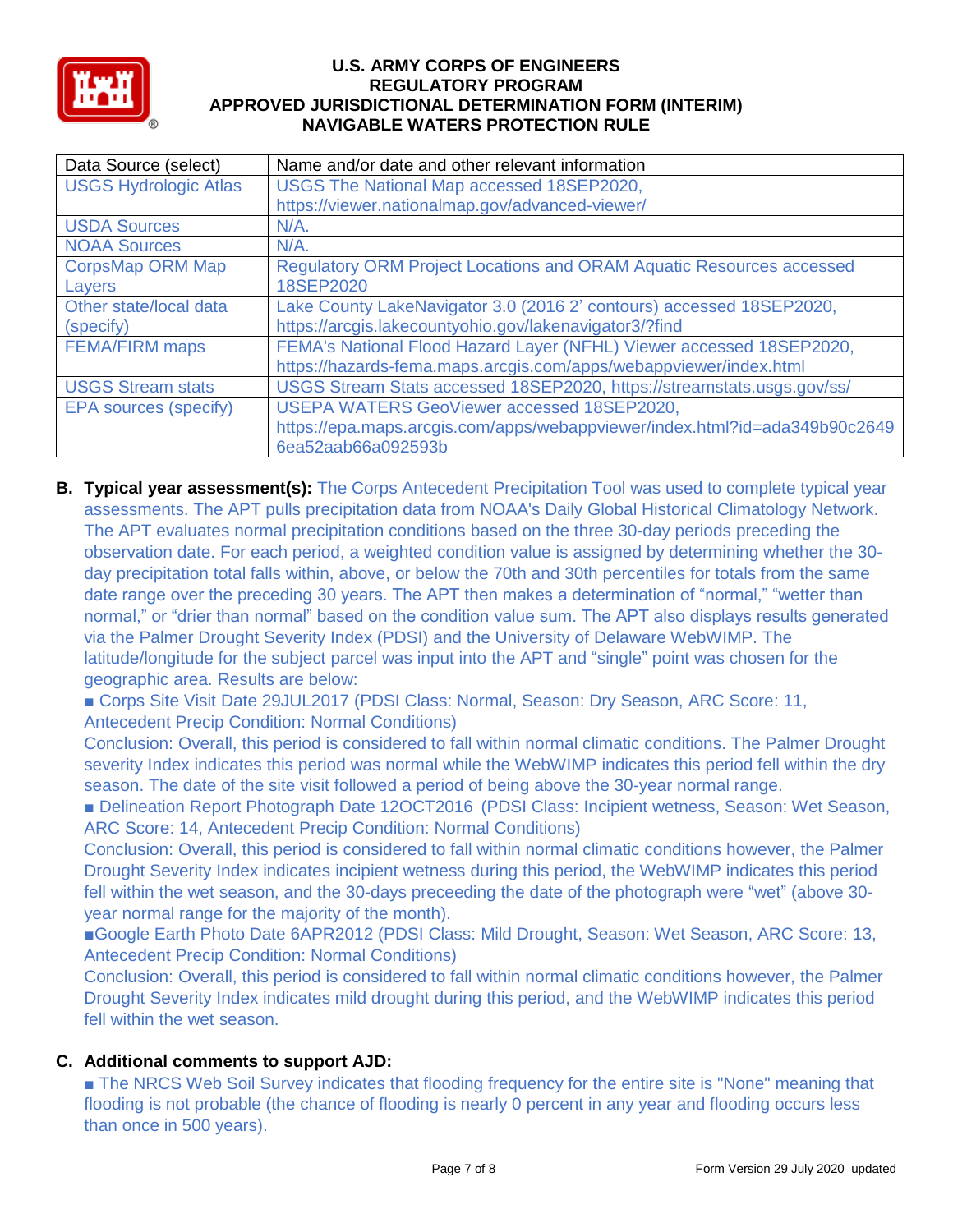| Data Source (select) | Name and/or date and other relevant information |
| --- | --- |
| USGS Hydrologic Atlas | USGS The National Map accessed 18SEP2020, https://viewer.nationalmap.gov/advanced-viewer/ |
| USDA Sources | N/A. |
| NOAA Sources | N/A. |
| CorpsMap ORM Map Layers | Regulatory ORM Project Locations and ORAM Aquatic Resources accessed 18SEP2020 |
| Other state/local data (specify) | Lake County LakeNavigator 3.0 (2016 2' contours) accessed 18SEP2020, https://arcgis.lakecountyohio.gov/lakenavigator3/?find |
| FEMA/FIRM maps | FEMA's National Flood Hazard Layer (NFHL) Viewer accessed 18SEP2020, https://hazards-fema.maps.arcgis.com/apps/webappviewer/index.html |
| USGS Stream stats | USGS Stream Stats accessed 18SEP2020, https://streamstats.usgs.gov/ss/ |
| EPA sources (specify) | USEPA WATERS GeoViewer accessed 18SEP2020, https://epa.maps.arcgis.com/apps/webappviewer/index.html?id=ada349b90c26496ea52aab66a092593b |

**B. Typical year assessment(s):** The Corps Antecedent Precipitation Tool was used to complete typical year assessments. The APT pulls precipitation data from NOAA's Daily Global Historical Climatology Network. The APT evaluates normal precipitation conditions based on the three 30-day periods preceding the observation date. For each period, a weighted condition value is assigned by determining whether the 30-day precipitation total falls within, above, or below the 70th and 30th percentiles for totals from the same date range over the preceding 30 years. The APT then makes a determination of "normal," "wetter than normal," or "drier than normal" based on the condition value sum. The APT also displays results generated via the Palmer Drought Severity Index (PDSI) and the University of Delaware WebWIMP. The latitude/longitude for the subject parcel was input into the APT and "single" point was chosen for the geographic area. Results are below:

■ Corps Site Visit Date 29JUL2017 (PDSI Class: Normal, Season: Dry Season, ARC Score: 11, Antecedent Precip Condition: Normal Conditions)

Conclusion: Overall, this period is considered to fall within normal climatic conditions. The Palmer Drought severity Index indicates this period was normal while the WebWIMP indicates this period fell within the dry season. The date of the site visit followed a period of being above the 30-year normal range.

■ Delineation Report Photograph Date 12OCT2016 (PDSI Class: Incipient wetness, Season: Wet Season, ARC Score: 14, Antecedent Precip Condition: Normal Conditions)

Conclusion: Overall, this period is considered to fall within normal climatic conditions however, the Palmer Drought Severity Index indicates incipient wetness during this period, the WebWIMP indicates this period fell within the wet season, and the 30-days preceeding the date of the photograph were "wet" (above 30-year normal range for the majority of the month).

■Google Earth Photo Date 6APR2012 (PDSI Class: Mild Drought, Season: Wet Season, ARC Score: 13, Antecedent Precip Condition: Normal Conditions)

Conclusion: Overall, this period is considered to fall within normal climatic conditions however, the Palmer Drought Severity Index indicates mild drought during this period, and the WebWIMP indicates this period fell within the wet season.

**C. Additional comments to support AJD:**

■ The NRCS Web Soil Survey indicates that flooding frequency for the entire site is "None" meaning that flooding is not probable (the chance of flooding is nearly 0 percent in any year and flooding occurs less than once in 500 years).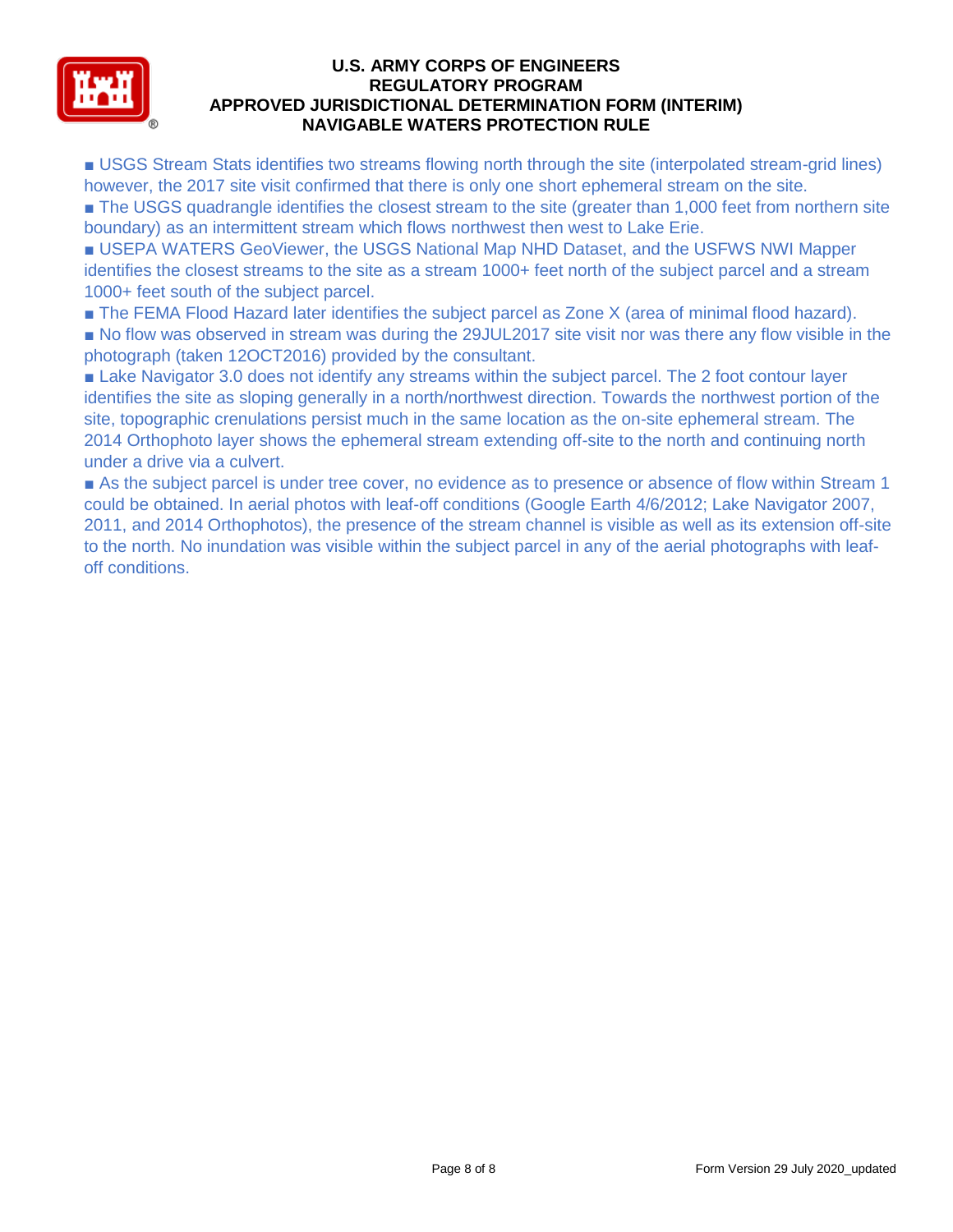- ■ USGS Stream Stats identifies two streams flowing north through the site (interpolated stream-grid lines) however, the 2017 site visit confirmed that there is only one short ephemeral stream on the site.
- ■ The USGS quadrangle identifies the closest stream to the site (greater than 1,000 feet from northern site boundary) as an intermittent stream which flows northwest then west to Lake Erie.
- ■ USEPA WATERS GeoViewer, the USGS National Map NHD Dataset, and the USFWS NWI Mapper identifies the closest streams to the site as a stream 1000+ feet north of the subject parcel and a stream 1000+ feet south of the subject parcel.
- ■ The FEMA Flood Hazard later identifies the subject parcel as Zone X (area of minimal flood hazard).
- ■ No flow was observed in stream was during the 29JUL2017 site visit nor was there any flow visible in the photograph (taken 12OCT2016) provided by the consultant.
- ■ Lake Navigator 3.0 does not identify any streams within the subject parcel. The 2 foot contour layer identifies the site as sloping generally in a north/northwest direction. Towards the northwest portion of the site, topographic crenulations persist much in the same location as the on-site ephemeral stream. The 2014 Orthophoto layer shows the ephemeral stream extending off-site to the north and continuing north under a drive via a culvert.
- ■ As the subject parcel is under tree cover, no evidence as to presence or absence of flow within Stream 1 could be obtained. In aerial photos with leaf-off conditions (Google Earth 4/6/2012; Lake Navigator 2007, 2011, and 2014 Orthophotos), the presence of the stream channel is visible as well as its extension off-site to the north. No inundation was visible within the subject parcel in any of the aerial photographs with leaf-off conditions.